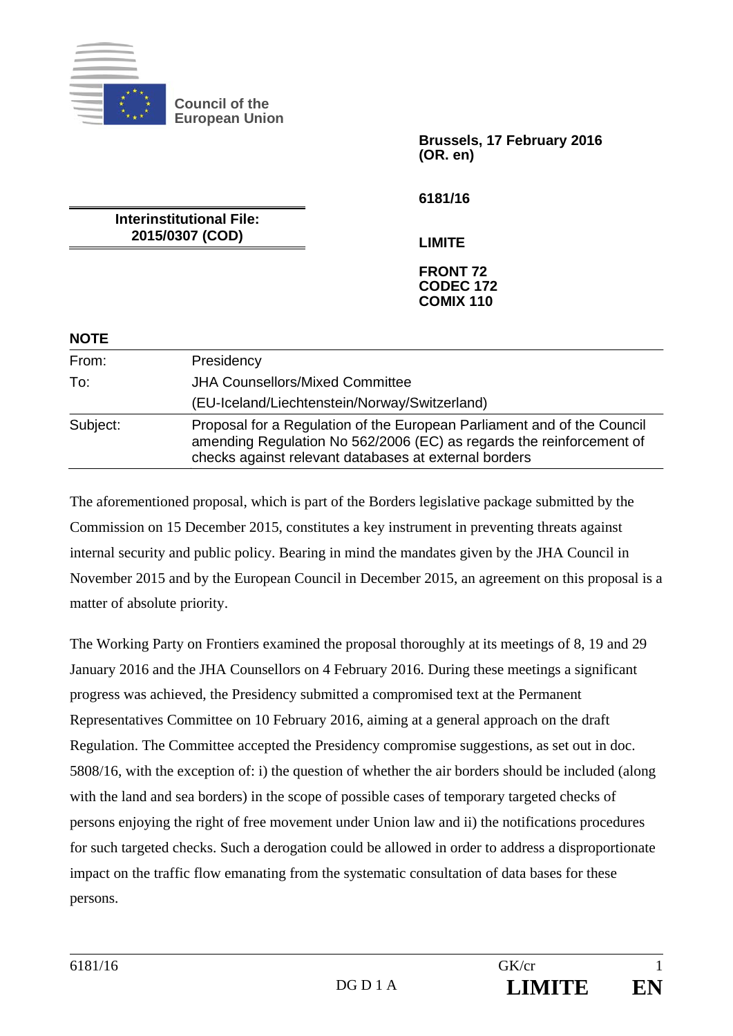**Council of the European Union**

**Brussels, 17 February 2016 (OR. en)**

**6181/16**

**LIMITE**

**FRONT 72**
**CODEC 172**
**COMIX 110**

**Interinstitutional File: 2015/0307 (COD)**

**NOTE**

| | |
|---|---|
| From: | Presidency |
| To: | JHA Counsellors/Mixed Committee (EU-Iceland/Liechtenstein/Norway/Switzerland) |
| Subject: | Proposal for a Regulation of the European Parliament and of the Council amending Regulation No 562/2006 (EC) as regards the reinforcement of checks against relevant databases at external borders |

The aforementioned proposal, which is part of the Borders legislative package submitted by the Commission on 15 December 2015, constitutes a key instrument in preventing threats against internal security and public policy. Bearing in mind the mandates given by the JHA Council in November 2015 and by the European Council in December 2015, an agreement on this proposal is a matter of absolute priority.

The Working Party on Frontiers examined the proposal thoroughly at its meetings of 8, 19 and 29 January 2016 and the JHA Counsellors on 4 February 2016. During these meetings a significant progress was achieved, the Presidency submitted a compromised text at the Permanent Representatives Committee on 10 February 2016, aiming at a general approach on the draft Regulation. The Committee accepted the Presidency compromise suggestions, as set out in doc. 5808/16, with the exception of: i) the question of whether the air borders should be included (along with the land and sea borders) in the scope of possible cases of temporary targeted checks of persons enjoying the right of free movement under Union law and ii) the notifications procedures for such targeted checks. Such a derogation could be allowed in order to address a disproportionate impact on the traffic flow emanating from the systematic consultation of data bases for these persons.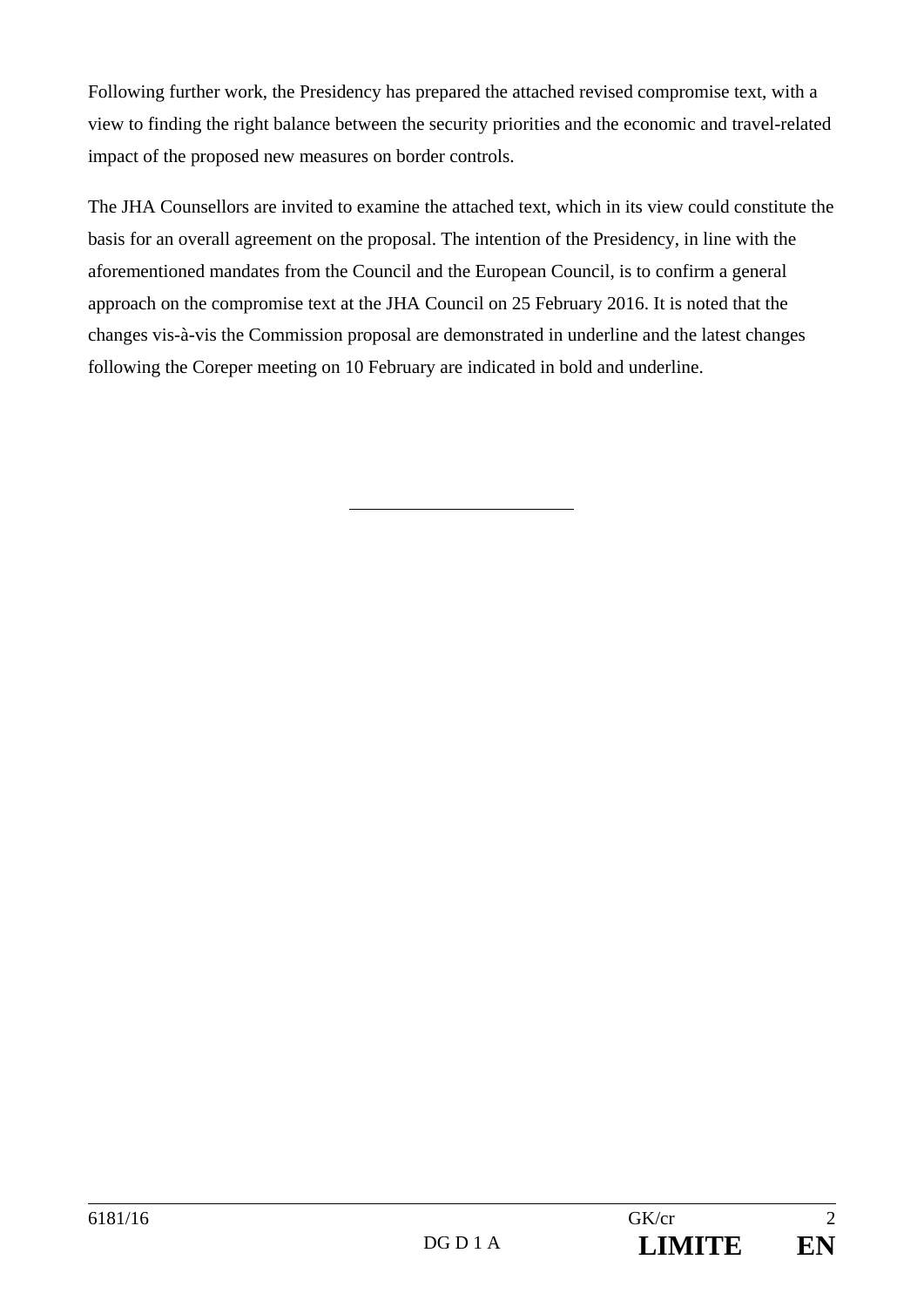Following further work, the Presidency has prepared the attached revised compromise text, with a view to finding the right balance between the security priorities and the economic and travel-related impact of the proposed new measures on border controls.

The JHA Counsellors are invited to examine the attached text, which in its view could constitute the basis for an overall agreement on the proposal. The intention of the Presidency, in line with the aforementioned mandates from the Council and the European Council, is to confirm a general approach on the compromise text at the JHA Council on 25 February 2016. It is noted that the changes vis-à-vis the Commission proposal are demonstrated in underline and the latest changes following the Coreper meeting on 10 February are indicated in bold and underline.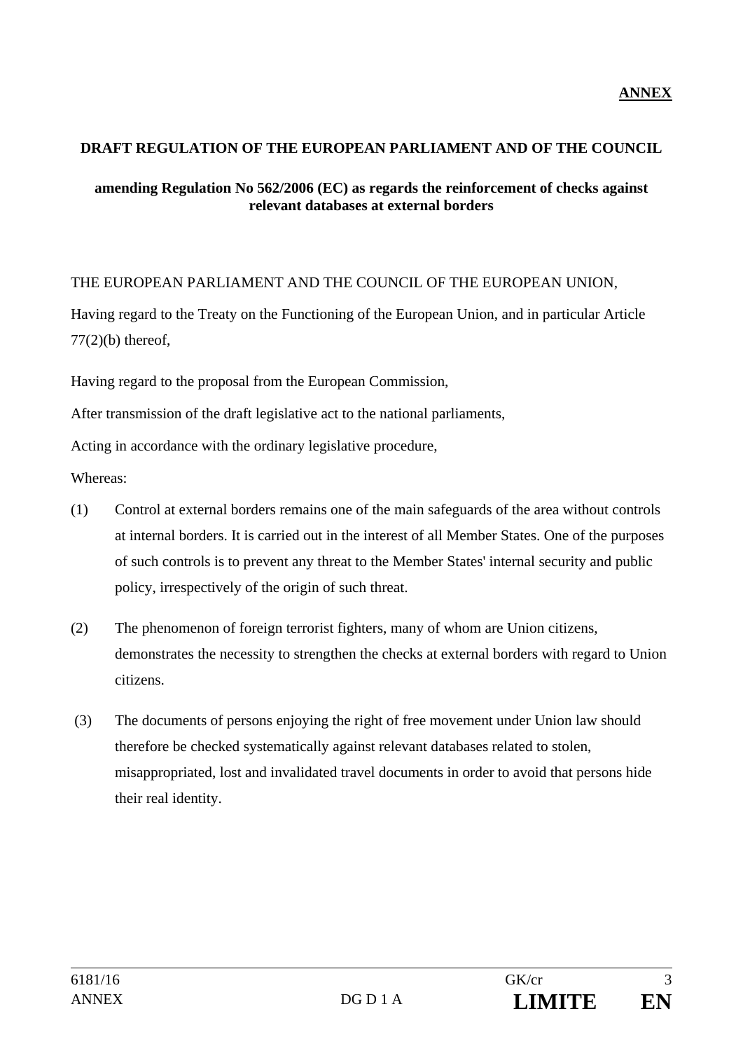**ANNEX**

**DRAFT REGULATION OF THE EUROPEAN PARLIAMENT AND OF THE COUNCIL**

**amending Regulation No 562/2006 (EC) as regards the reinforcement of checks against relevant databases at external borders**

THE EUROPEAN PARLIAMENT AND THE COUNCIL OF THE EUROPEAN UNION,

Having regard to the Treaty on the Functioning of the European Union, and in particular Article 77(2)(b) thereof,

Having regard to the proposal from the European Commission,

After transmission of the draft legislative act to the national parliaments,

Acting in accordance with the ordinary legislative procedure,

Whereas:

(1) Control at external borders remains one of the main safeguards of the area without controls at internal borders. It is carried out in the interest of all Member States. One of the purposes of such controls is to prevent any threat to the Member States' internal security and public policy, irrespectively of the origin of such threat.

(2) The phenomenon of foreign terrorist fighters, many of whom are Union citizens, demonstrates the necessity to strengthen the checks at external borders with regard to Union citizens.

(3) The documents of persons enjoying the right of free movement under Union law should therefore be checked systematically against relevant databases related to stolen, misappropriated, lost and invalidated travel documents in order to avoid that persons hide their real identity.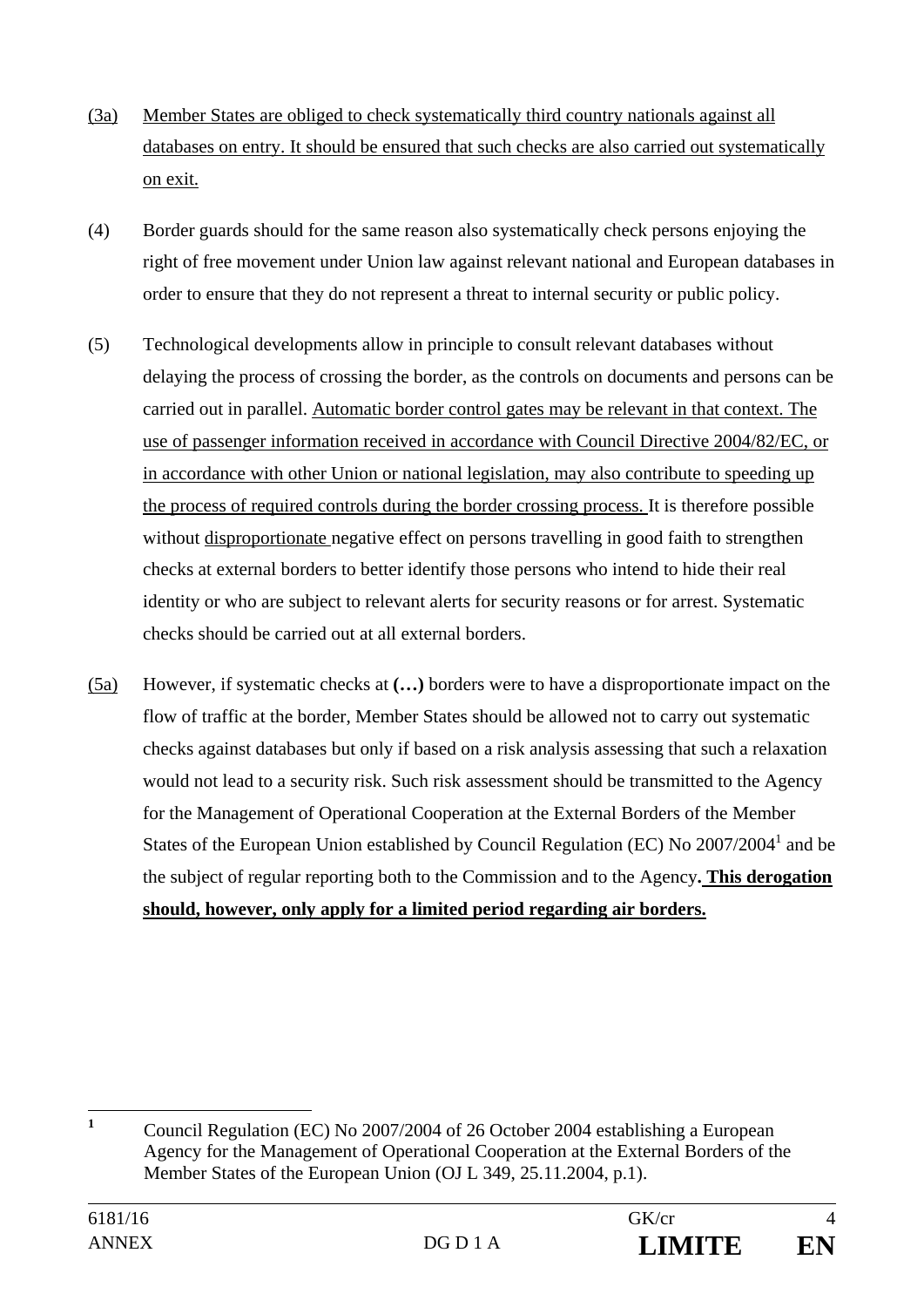(3a) Member States are obliged to check systematically third country nationals against all databases on entry. It should be ensured that such checks are also carried out systematically on exit.

(4) Border guards should for the same reason also systematically check persons enjoying the right of free movement under Union law against relevant national and European databases in order to ensure that they do not represent a threat to internal security or public policy.

(5) Technological developments allow in principle to consult relevant databases without delaying the process of crossing the border, as the controls on documents and persons can be carried out in parallel. Automatic border control gates may be relevant in that context. The use of passenger information received in accordance with Council Directive 2004/82/EC, or in accordance with other Union or national legislation, may also contribute to speeding up the process of required controls during the border crossing process. It is therefore possible without disproportionate negative effect on persons travelling in good faith to strengthen checks at external borders to better identify those persons who intend to hide their real identity or who are subject to relevant alerts for security reasons or for arrest. Systematic checks should be carried out at all external borders.

(5a) However, if systematic checks at **(…)** borders were to have a disproportionate impact on the flow of traffic at the border, Member States should be allowed not to carry out systematic checks against databases but only if based on a risk analysis assessing that such a relaxation would not lead to a security risk. Such risk assessment should be transmitted to the Agency for the Management of Operational Cooperation at the External Borders of the Member States of the European Union established by Council Regulation (EC) No 2007/2004[1] and be the subject of regular reporting both to the Commission and to the Agency**. This derogation should, however, only apply for a limited period regarding air borders.**

---

[1] Council Regulation (EC) No 2007/2004 of 26 October 2004 establishing a European Agency for the Management of Operational Cooperation at the External Borders of the Member States of the European Union (OJ L 349, 25.11.2004, p.1).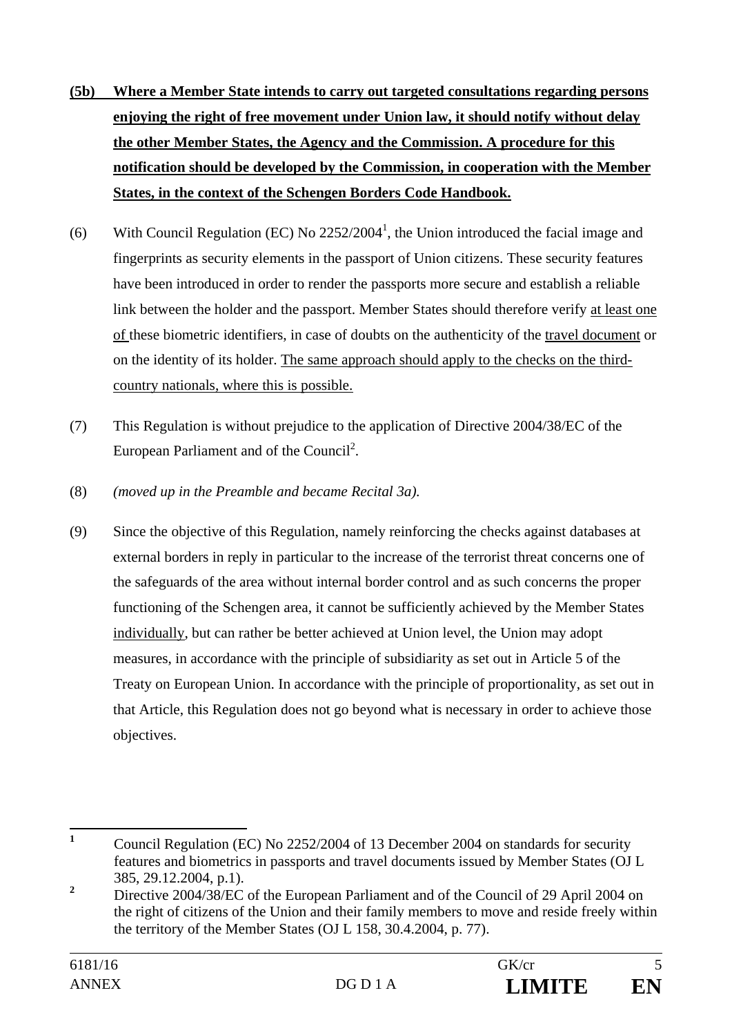**(5b) <u>Where a Member State intends to carry out targeted consultations regarding persons enjoying the right of free movement under Union law, it should notify without delay the other Member States, the Agency and the Commission. A procedure for this notification should be developed by the Commission, in cooperation with the Member States, in the context of the Schengen Borders Code Handbook.</u>**

(6) With Council Regulation (EC) No 2252/2004[1], the Union introduced the facial image and fingerprints as security elements in the passport of Union citizens. These security features have been introduced in order to render the passports more secure and establish a reliable link between the holder and the passport. Member States should therefore verify <u>at least one of</u> these biometric identifiers, in case of doubts on the authenticity of the <u>travel document</u> or on the identity of its holder. <u>The same approach should apply to the checks on the third-country nationals, where this is possible.</u>

(7) This Regulation is without prejudice to the application of Directive 2004/38/EC of the European Parliament and of the Council[2].

(8) *(moved up in the Preamble and became Recital 3a).*

(9) Since the objective of this Regulation, namely reinforcing the checks against databases at external borders in reply in particular to the increase of the terrorist threat concerns one of the safeguards of the area without internal border control and as such concerns the proper functioning of the Schengen area, it cannot be sufficiently achieved by the Member States <u>individually</u>, but can rather be better achieved at Union level, the Union may adopt measures, in accordance with the principle of subsidiarity as set out in Article 5 of the Treaty on European Union. In accordance with the principle of proportionality, as set out in that Article, this Regulation does not go beyond what is necessary in order to achieve those objectives.

---

[1] Council Regulation (EC) No 2252/2004 of 13 December 2004 on standards for security features and biometrics in passports and travel documents issued by Member States (OJ L 385, 29.12.2004, p.1).

[2] Directive 2004/38/EC of the European Parliament and of the Council of 29 April 2004 on the right of citizens of the Union and their family members to move and reside freely within the territory of the Member States (OJ L 158, 30.4.2004, p. 77).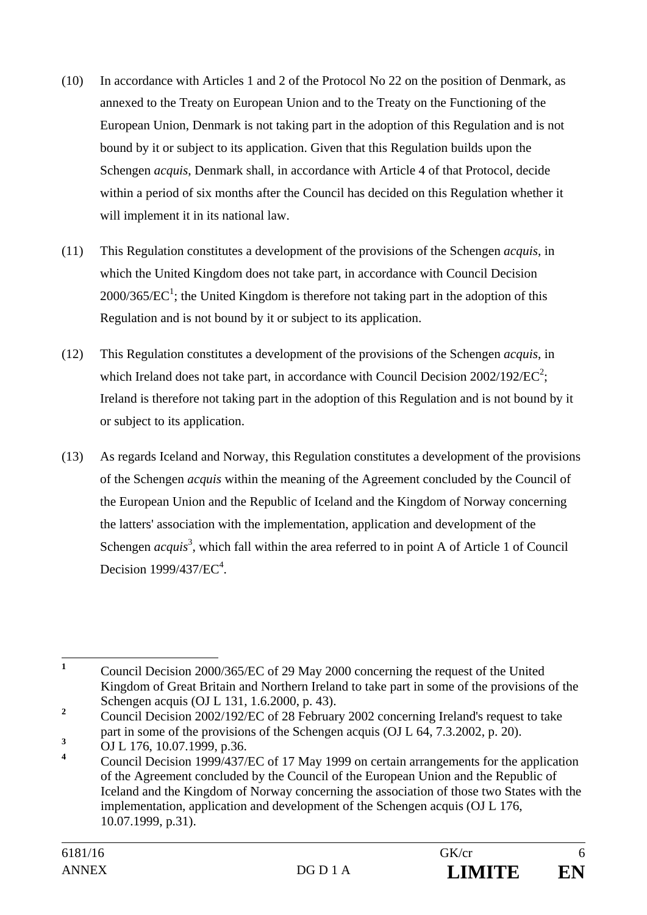(10) In accordance with Articles 1 and 2 of the Protocol No 22 on the position of Denmark, as annexed to the Treaty on European Union and to the Treaty on the Functioning of the European Union, Denmark is not taking part in the adoption of this Regulation and is not bound by it or subject to its application. Given that this Regulation builds upon the Schengen *acquis*, Denmark shall, in accordance with Article 4 of that Protocol, decide within a period of six months after the Council has decided on this Regulation whether it will implement it in its national law.

(11) This Regulation constitutes a development of the provisions of the Schengen *acquis*, in which the United Kingdom does not take part, in accordance with Council Decision 2000/365/EC[1]; the United Kingdom is therefore not taking part in the adoption of this Regulation and is not bound by it or subject to its application.

(12) This Regulation constitutes a development of the provisions of the Schengen *acquis*, in which Ireland does not take part, in accordance with Council Decision 2002/192/EC[2]; Ireland is therefore not taking part in the adoption of this Regulation and is not bound by it or subject to its application.

(13) As regards Iceland and Norway, this Regulation constitutes a development of the provisions of the Schengen *acquis* within the meaning of the Agreement concluded by the Council of the European Union and the Republic of Iceland and the Kingdom of Norway concerning the latters' association with the implementation, application and development of the Schengen *acquis*[3], which fall within the area referred to in point A of Article 1 of Council Decision 1999/437/EC[4].

---

[1] Council Decision 2000/365/EC of 29 May 2000 concerning the request of the United Kingdom of Great Britain and Northern Ireland to take part in some of the provisions of the Schengen acquis (OJ L 131, 1.6.2000, p. 43).

[2] Council Decision 2002/192/EC of 28 February 2002 concerning Ireland's request to take part in some of the provisions of the Schengen acquis (OJ L 64, 7.3.2002, p. 20).

[3] OJ L 176, 10.07.1999, p.36.

[4] Council Decision 1999/437/EC of 17 May 1999 on certain arrangements for the application of the Agreement concluded by the Council of the European Union and the Republic of Iceland and the Kingdom of Norway concerning the association of those two States with the implementation, application and development of the Schengen acquis (OJ L 176, 10.07.1999, p.31).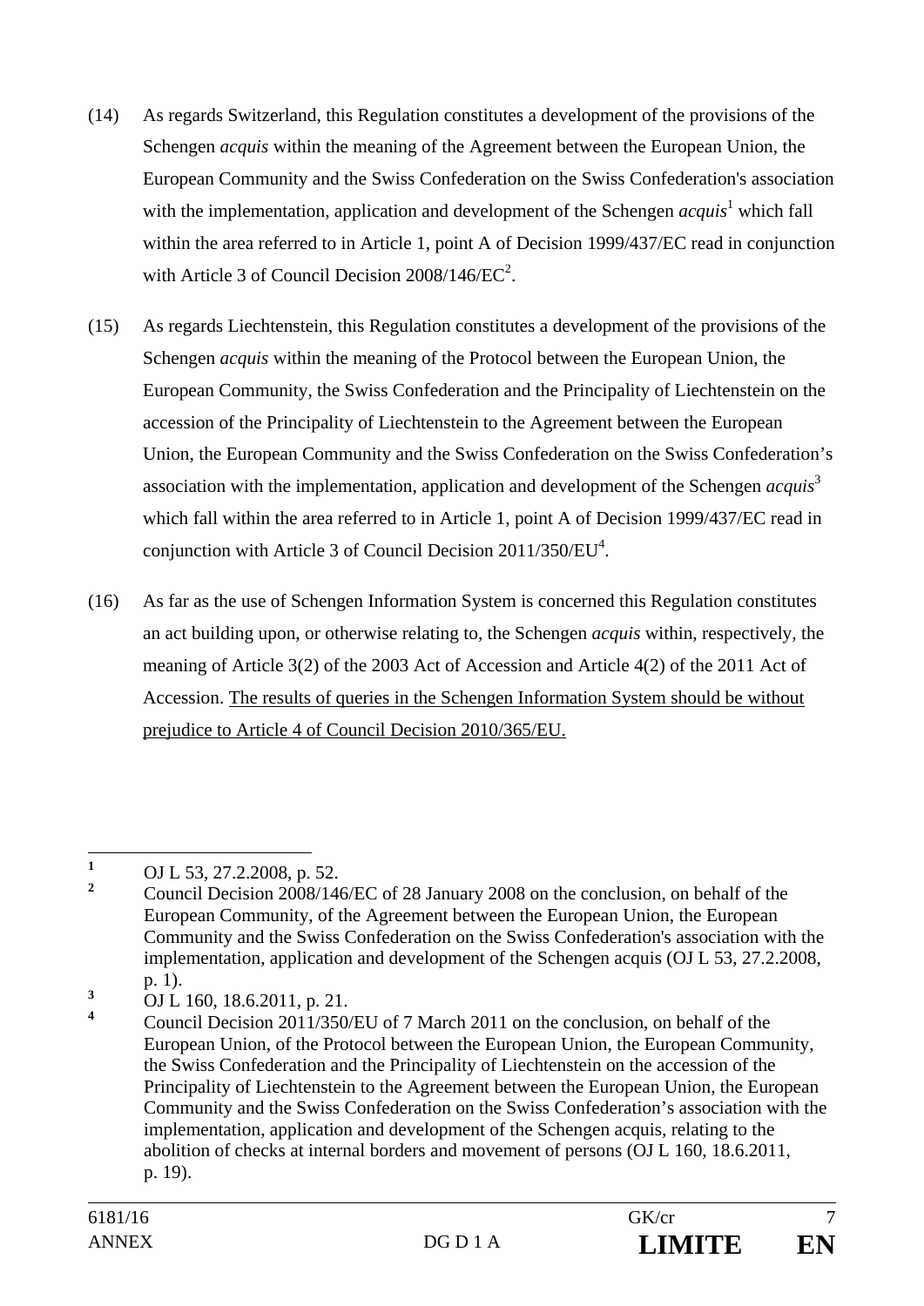(14) As regards Switzerland, this Regulation constitutes a development of the provisions of the Schengen *acquis* within the meaning of the Agreement between the European Union, the European Community and the Swiss Confederation on the Swiss Confederation's association with the implementation, application and development of the Schengen *acquis*[1] which fall within the area referred to in Article 1, point A of Decision 1999/437/EC read in conjunction with Article 3 of Council Decision 2008/146/EC[2].

(15) As regards Liechtenstein, this Regulation constitutes a development of the provisions of the Schengen *acquis* within the meaning of the Protocol between the European Union, the European Community, the Swiss Confederation and the Principality of Liechtenstein on the accession of the Principality of Liechtenstein to the Agreement between the European Union, the European Community and the Swiss Confederation on the Swiss Confederation's association with the implementation, application and development of the Schengen *acquis*[3] which fall within the area referred to in Article 1, point A of Decision 1999/437/EC read in conjunction with Article 3 of Council Decision 2011/350/EU[4].

(16) As far as the use of Schengen Information System is concerned this Regulation constitutes an act building upon, or otherwise relating to, the Schengen *acquis* within, respectively, the meaning of Article 3(2) of the 2003 Act of Accession and Article 4(2) of the 2011 Act of Accession. <u>The results of queries in the Schengen Information System should be without prejudice to Article 4 of Council Decision 2010/365/EU.</u>

---

[1] OJ L 53, 27.2.2008, p. 52.

[2] Council Decision 2008/146/EC of 28 January 2008 on the conclusion, on behalf of the European Community, of the Agreement between the European Union, the European Community and the Swiss Confederation on the Swiss Confederation's association with the implementation, application and development of the Schengen acquis (OJ L 53, 27.2.2008, p. 1).

[3] OJ L 160, 18.6.2011, p. 21.

[4] Council Decision 2011/350/EU of 7 March 2011 on the conclusion, on behalf of the European Union, of the Protocol between the European Union, the European Community, the Swiss Confederation and the Principality of Liechtenstein on the accession of the Principality of Liechtenstein to the Agreement between the European Union, the European Community and the Swiss Confederation on the Swiss Confederation's association with the implementation, application and development of the Schengen acquis, relating to the abolition of checks at internal borders and movement of persons (OJ L 160, 18.6.2011, p. 19).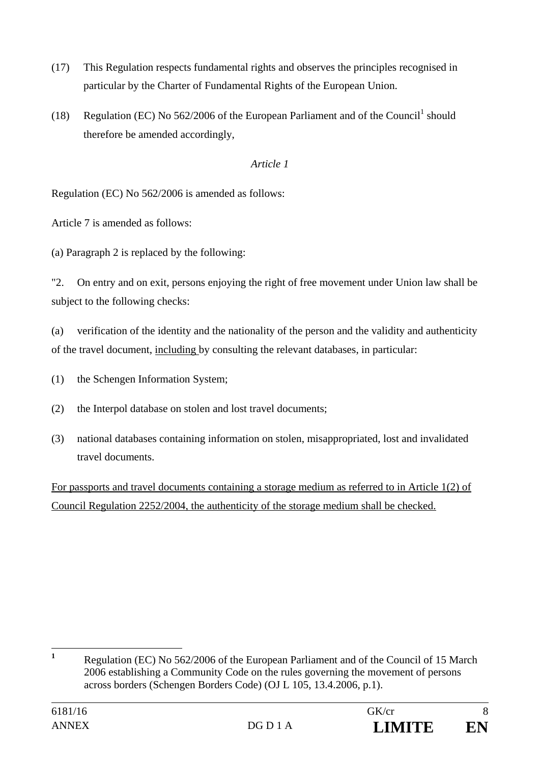(17) This Regulation respects fundamental rights and observes the principles recognised in particular by the Charter of Fundamental Rights of the European Union.

(18) Regulation (EC) No 562/2006 of the European Parliament and of the Council[1] should therefore be amended accordingly,

*Article 1*

Regulation (EC) No 562/2006 is amended as follows:

Article 7 is amended as follows:

(a) Paragraph 2 is replaced by the following:

"2. On entry and on exit, persons enjoying the right of free movement under Union law shall be subject to the following checks:

(a) verification of the identity and the nationality of the person and the validity and authenticity of the travel document, <u>including</u> by consulting the relevant databases, in particular:

(1) the Schengen Information System;

(2) the Interpol database on stolen and lost travel documents;

(3) national databases containing information on stolen, misappropriated, lost and invalidated travel documents.

<u>For passports and travel documents containing a storage medium as referred to in Article 1(2) of Council Regulation 2252/2004, the authenticity of the storage medium shall be checked.</u>

---

[1] Regulation (EC) No 562/2006 of the European Parliament and of the Council of 15 March 2006 establishing a Community Code on the rules governing the movement of persons across borders (Schengen Borders Code) (OJ L 105, 13.4.2006, p.1).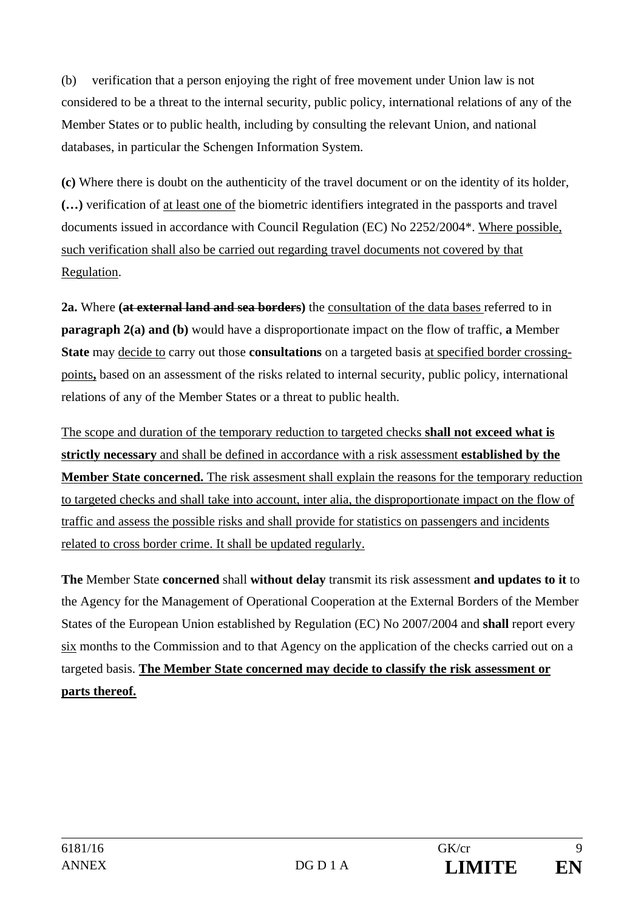(b) verification that a person enjoying the right of free movement under Union law is not considered to be a threat to the internal security, public policy, international relations of any of the Member States or to public health, including by consulting the relevant Union, and national databases, in particular the Schengen Information System.

**(c)** Where there is doubt on the authenticity of the travel document or on the identity of its holder, **(…)** verification of at least one of the biometric identifiers integrated in the passports and travel documents issued in accordance with Council Regulation (EC) No 2252/2004*. Where possible, such verification shall also be carried out regarding travel documents not covered by that Regulation.

**2a.** Where **(~~at external land and sea borders~~)** the consultation of the data bases referred to in **paragraph 2(a) and (b)** would have a disproportionate impact on the flow of traffic, **a** Member **State** may decide to carry out those **consultations** on a targeted basis at specified border crossing-points**,** based on an assessment of the risks related to internal security, public policy, international relations of any of the Member States or a threat to public health.

The scope and duration of the temporary reduction to targeted checks **shall not exceed what is strictly necessary** and shall be defined in accordance with a risk assessment **established by the Member State concerned.** The risk assesment shall explain the reasons for the temporary reduction to targeted checks and shall take into account, inter alia, the disproportionate impact on the flow of traffic and assess the possible risks and shall provide for statistics on passengers and incidents related to cross border crime. It shall be updated regularly.

**The** Member State **concerned** shall **without delay** transmit its risk assessment **and updates to it** to the Agency for the Management of Operational Cooperation at the External Borders of the Member States of the European Union established by Regulation (EC) No 2007/2004 and **shall** report every six months to the Commission and to that Agency on the application of the checks carried out on a targeted basis. **The Member State concerned may decide to classify the risk assessment or parts thereof.**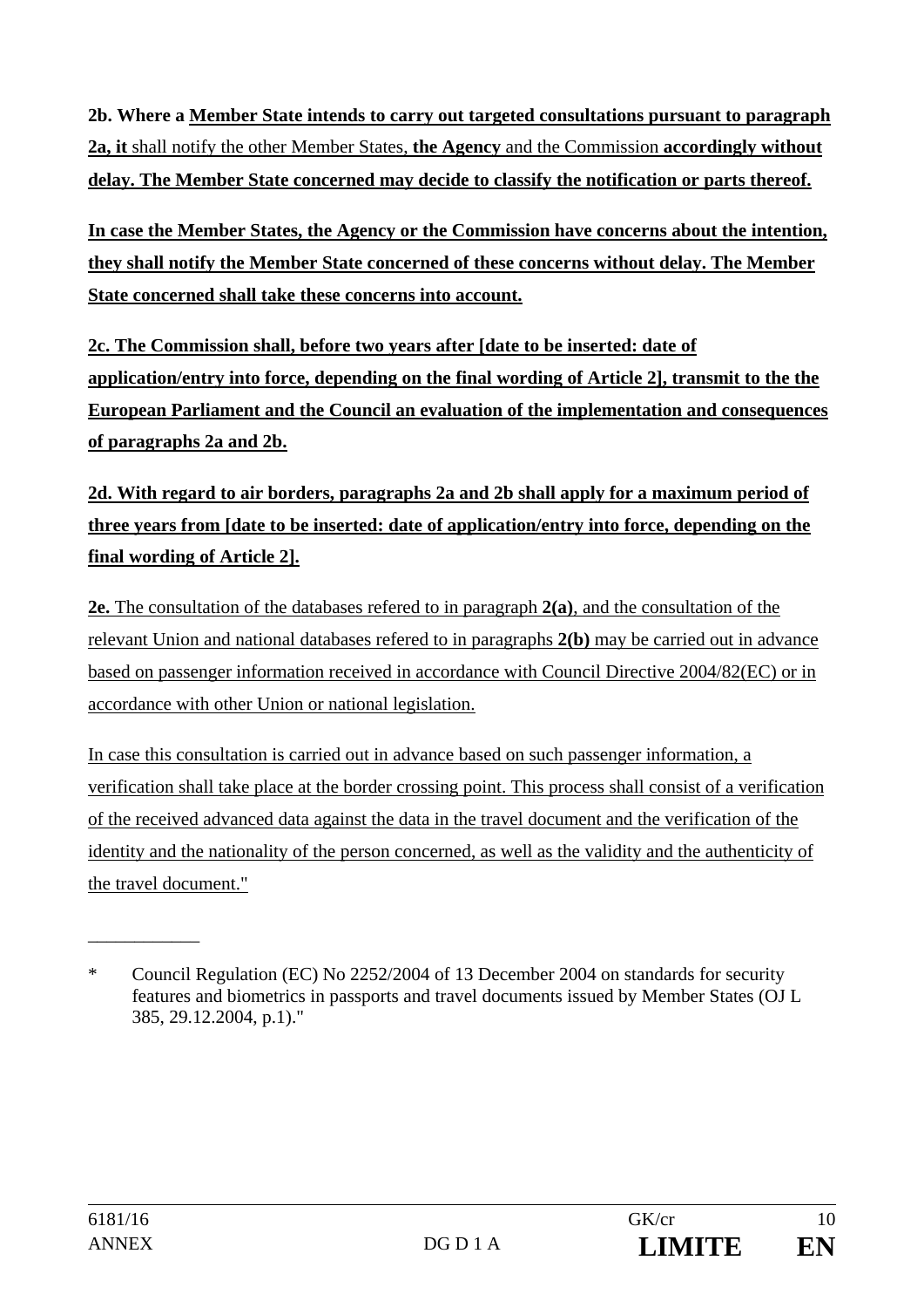**2b. Where a Member State intends to carry out targeted consultations pursuant to paragraph 2a, it** shall notify the other Member States, **the Agency** and the Commission **accordingly without delay. The Member State concerned may decide to classify the notification or parts thereof.**

**In case the Member States, the Agency or the Commission have concerns about the intention, they shall notify the Member State concerned of these concerns without delay. The Member State concerned shall take these concerns into account.**

**2c. The Commission shall, before two years after [date to be inserted: date of application/entry into force, depending on the final wording of Article 2], transmit to the the European Parliament and the Council an evaluation of the implementation and consequences of paragraphs 2a and 2b.**

**2d. With regard to air borders, paragraphs 2a and 2b shall apply for a maximum period of three years from [date to be inserted: date of application/entry into force, depending on the final wording of Article 2].**

**2e.** The consultation of the databases refered to in paragraph **2(a)**, and the consultation of the relevant Union and national databases refered to in paragraphs **2(b)** may be carried out in advance based on passenger information received in accordance with Council Directive 2004/82(EC) or in accordance with other Union or national legislation.

In case this consultation is carried out in advance based on such passenger information, a verification shall take place at the border crossing point. This process shall consist of a verification of the received advanced data against the data in the travel document and the verification of the identity and the nationality of the person concerned, as well as the validity and the authenticity of the travel document."

___________

\* Council Regulation (EC) No 2252/2004 of 13 December 2004 on standards for security features and biometrics in passports and travel documents issued by Member States (OJ L 385, 29.12.2004, p.1)."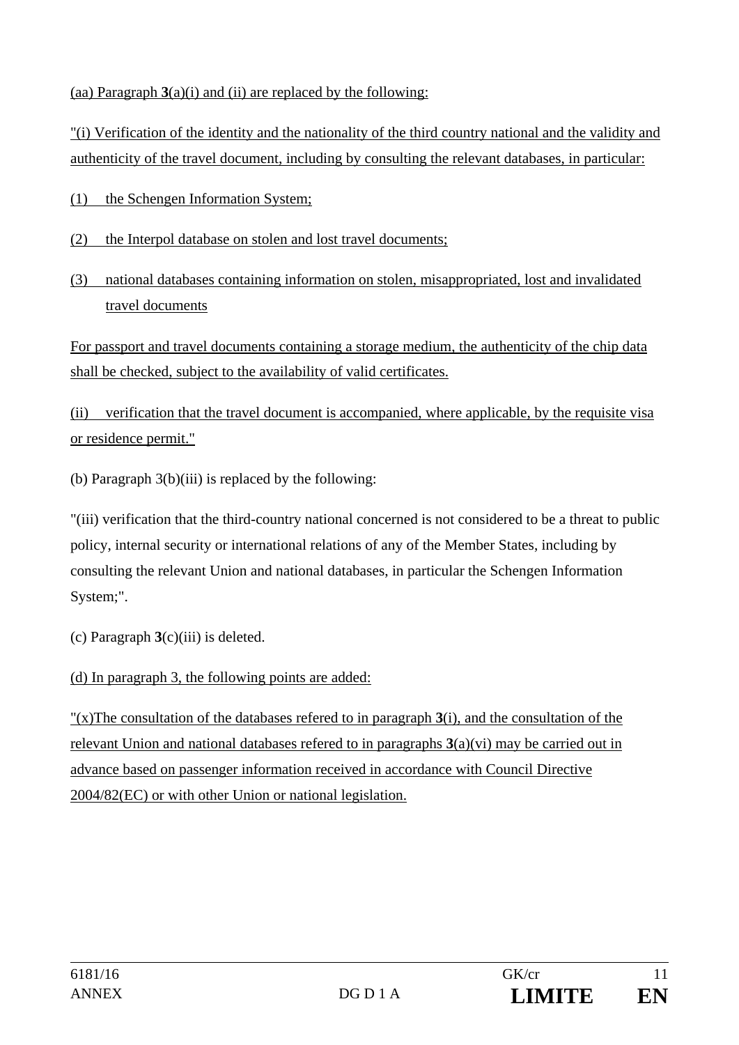(aa) Paragraph **3**(a)(i) and (ii) are replaced by the following:

"(i) Verification of the identity and the nationality of the third country national and the validity and authenticity of the travel document, including by consulting the relevant databases, in particular:

(1) the Schengen Information System;

(2) the Interpol database on stolen and lost travel documents;

(3) national databases containing information on stolen, misappropriated, lost and invalidated travel documents

For passport and travel documents containing a storage medium, the authenticity of the chip data shall be checked, subject to the availability of valid certificates.

(ii) verification that the travel document is accompanied, where applicable, by the requisite visa or residence permit."

(b) Paragraph 3(b)(iii) is replaced by the following:

"(iii) verification that the third-country national concerned is not considered to be a threat to public policy, internal security or international relations of any of the Member States, including by consulting the relevant Union and national databases, in particular the Schengen Information System;".

(c) Paragraph **3**(c)(iii) is deleted.

(d) In paragraph 3, the following points are added:

"(x)The consultation of the databases refered to in paragraph **3**(i), and the consultation of the relevant Union and national databases refered to in paragraphs **3**(a)(vi) may be carried out in advance based on passenger information received in accordance with Council Directive 2004/82(EC) or with other Union or national legislation.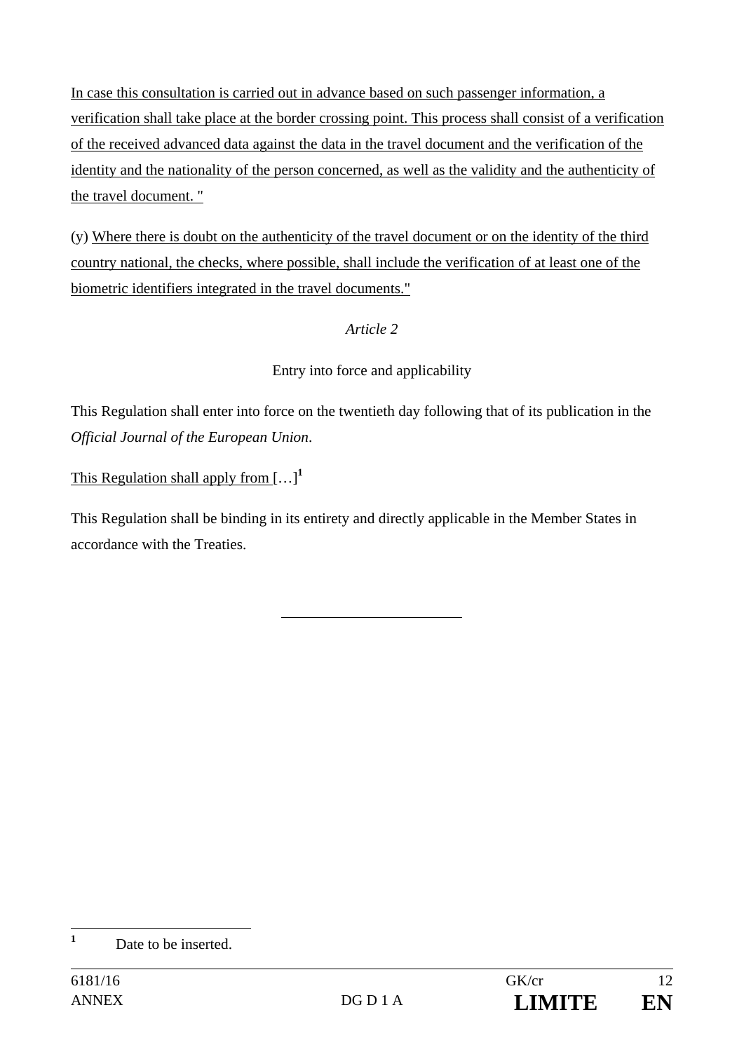In case this consultation is carried out in advance based on such passenger information, a verification shall take place at the border crossing point. This process shall consist of a verification of the received advanced data against the data in the travel document and the verification of the identity and the nationality of the person concerned, as well as the validity and the authenticity of the travel document. "

(y) Where there is doubt on the authenticity of the travel document or on the identity of the third country national, the checks, where possible, shall include the verification of at least one of the biometric identifiers integrated in the travel documents."

*Article 2*

Entry into force and applicability

This Regulation shall enter into force on the twentieth day following that of its publication in the *Official Journal of the European Union*.

This Regulation shall apply from […][1]

This Regulation shall be binding in its entirety and directly applicable in the Member States in accordance with the Treaties.

---

[1] Date to be inserted.